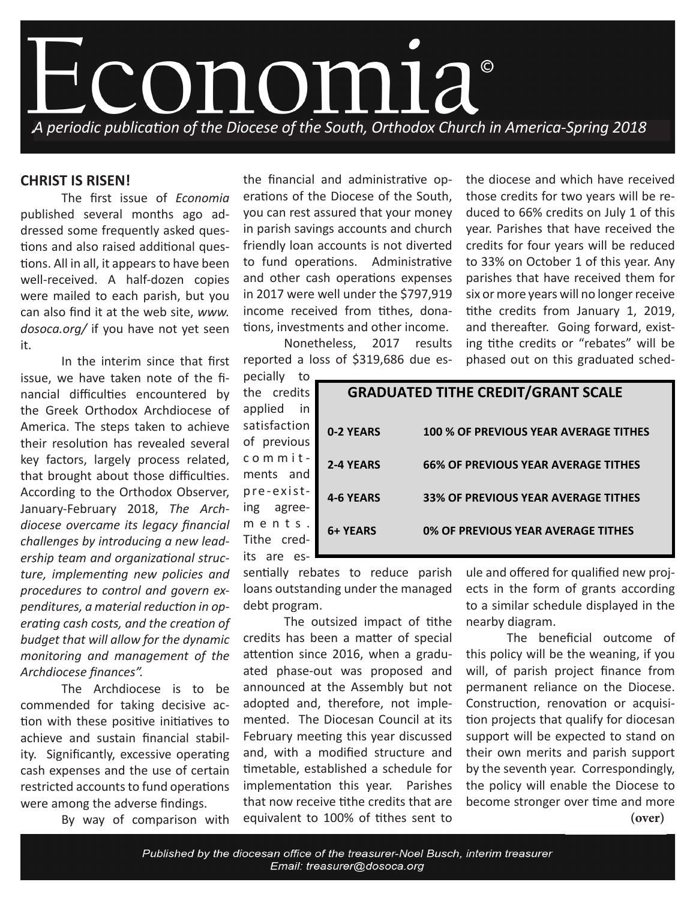# Economia©

*A periodic publication of the Diocese of the South, Orthodox Church in America-Spring 2018*

## CHRIST IS RISEN!

The first issue of *Economia* published several months ago addressed some frequently asked questions and also raised additional questions. All in all, it appears to have been well-received. A half-dozen copies were mailed to each parish, but you can also find it at the web site, *www.dosoca.org/* if you have not yet seen it.

In the interim since that first issue, we have taken note of the financial difficulties encountered by the Greek Orthodox Archdiocese of America. The steps taken to achieve their resolution has revealed several key factors, largely process related, that brought about those difficulties. According to the Orthodox Observer, January-February 2018, *The Archdiocese overcame its legacy financial challenges by introducing a new leadership team and organizational structure, implementing new policies and procedures to control and govern expenditures, a material reduction in operating cash costs, and the creation of budget that will allow for the dynamic monitoring and management of the Archdiocese finances".*

The Archdiocese is to be commended for taking decisive action with these positive initiatives to achieve and sustain financial stability. Significantly, excessive operating cash expenses and the use of certain restricted accounts to fund operations were among the adverse findings.

By way of comparison with the financial and administrative operations of the Diocese of the South, you can rest assured that your money in parish savings accounts and church friendly loan accounts is not diverted to fund operations. Administrative and other cash operations expenses in 2017 were well under the $797,919 income received from tithes, donations, investments and other income.

Nonetheless, 2017 results reported a loss of $319,686 due especially to the credits applied in satisfaction of previous commitments and pre-existing agreements. Tithe credits are essentially rebates to reduce parish loans outstanding under the managed debt program.

The outsized impact of tithe credits has been a matter of special attention since 2016, when a graduated phase-out was proposed and announced at the Assembly but not adopted and, therefore, not implemented. The Diocesan Council at its February meeting this year discussed and, with a modified structure and timetable, established a schedule for implementation this year. Parishes that now receive tithe credits that are equivalent to 100% of tithes sent to the diocese and which have received those credits for two years will be reduced to 66% credits on July 1 of this year. Parishes that have received the credits for four years will be reduced to 33% on October 1 of this year. Any parishes that have received them for six or more years will no longer receive tithe credits from January 1, 2019, and thereafter. Going forward, existing tithe credits or "rebates" will be phased out on this graduated schedule and offered for qualified new projects in the form of grants according to a similar schedule displayed in the nearby diagram.

| GRADUATED TITHE CREDIT/GRANT SCALE | |
|---|---|
| 0-2 YEARS | 100 % OF PREVIOUS YEAR AVERAGE TITHES |
| 2-4 YEARS | 66% OF PREVIOUS YEAR AVERAGE TITHES |
| 4-6 YEARS | 33% OF PREVIOUS YEAR AVERAGE TITHES |
| 6+ YEARS | 0% OF PREVIOUS YEAR AVERAGE TITHES |

The beneficial outcome of this policy will be the weaning, if you will, of parish project finance from permanent reliance on the Diocese. Construction, renovation or acquisition projects that qualify for diocesan support will be expected to stand on their own merits and parish support by the seventh year. Correspondingly, the policy will enable the Diocese to become stronger over time and more

**(over)**

Published by the diocesan office of the treasurer-Noel Busch, interim treasurer
Email: treasurer@dosoca.org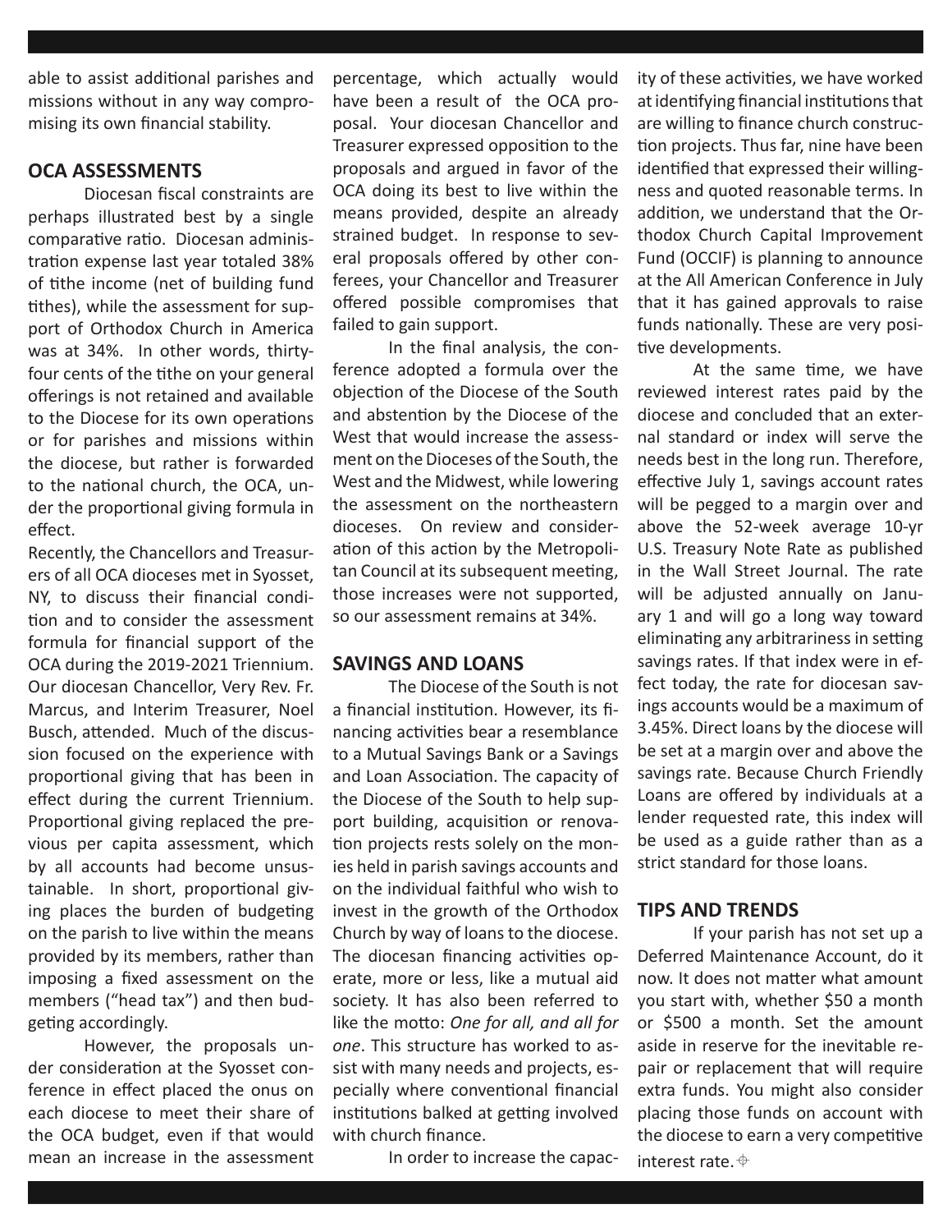able to assist additional parishes and missions without in any way compromising its own financial stability.

## OCA ASSESSMENTS

Diocesan fiscal constraints are perhaps illustrated best by a single comparative ratio. Diocesan administration expense last year totaled 38% of tithe income (net of building fund tithes), while the assessment for support of Orthodox Church in America was at 34%. In other words, thirty-four cents of the tithe on your general offerings is not retained and available to the Diocese for its own operations or for parishes and missions within the diocese, but rather is forwarded to the national church, the OCA, under the proportional giving formula in effect.

Recently, the Chancellors and Treasurers of all OCA dioceses met in Syosset, NY, to discuss their financial condition and to consider the assessment formula for financial support of the OCA during the 2019-2021 Triennium. Our diocesan Chancellor, Very Rev. Fr. Marcus, and Interim Treasurer, Noel Busch, attended. Much of the discussion focused on the experience with proportional giving that has been in effect during the current Triennium. Proportional giving replaced the previous per capita assessment, which by all accounts had become unsustainable. In short, proportional giving places the burden of budgeting on the parish to live within the means provided by its members, rather than imposing a fixed assessment on the members ("head tax") and then budgeting accordingly.

However, the proposals under consideration at the Syosset conference in effect placed the onus on each diocese to meet their share of the OCA budget, even if that would mean an increase in the assessment percentage, which actually would have been a result of the OCA proposal. Your diocesan Chancellor and Treasurer expressed opposition to the proposals and argued in favor of the OCA doing its best to live within the means provided, despite an already strained budget. In response to several proposals offered by other conferees, your Chancellor and Treasurer offered possible compromises that failed to gain support.

In the final analysis, the conference adopted a formula over the objection of the Diocese of the South and abstention by the Diocese of the West that would increase the assessment on the Dioceses of the South, the West and the Midwest, while lowering the assessment on the northeastern dioceses. On review and consideration of this action by the Metropolitan Council at its subsequent meeting, those increases were not supported, so our assessment remains at 34%.

## SAVINGS AND LOANS

The Diocese of the South is not a financial institution. However, its financing activities bear a resemblance to a Mutual Savings Bank or a Savings and Loan Association. The capacity of the Diocese of the South to help support building, acquisition or renovation projects rests solely on the monies held in parish savings accounts and on the individual faithful who wish to invest in the growth of the Orthodox Church by way of loans to the diocese. The diocesan financing activities operate, more or less, like a mutual aid society. It has also been referred to like the motto: *One for all, and all for one*. This structure has worked to assist with many needs and projects, especially where conventional financial institutions balked at getting involved with church finance.

In order to increase the capacity of these activities, we have worked at identifying financial institutions that are willing to finance church construction projects. Thus far, nine have been identified that expressed their willingness and quoted reasonable terms. In addition, we understand that the Orthodox Church Capital Improvement Fund (OCCIF) is planning to announce at the All American Conference in July that it has gained approvals to raise funds nationally. These are very positive developments.

At the same time, we have reviewed interest rates paid by the diocese and concluded that an external standard or index will serve the needs best in the long run. Therefore, effective July 1, savings account rates will be pegged to a margin over and above the 52-week average 10-yr U.S. Treasury Note Rate as published in the Wall Street Journal. The rate will be adjusted annually on January 1 and will go a long way toward eliminating any arbitrariness in setting savings rates. If that index were in effect today, the rate for diocesan savings accounts would be a maximum of 3.45%. Direct loans by the diocese will be set at a margin over and above the savings rate. Because Church Friendly Loans are offered by individuals at a lender requested rate, this index will be used as a guide rather than as a strict standard for those loans.

## TIPS AND TRENDS

If your parish has not set up a Deferred Maintenance Account, do it now. It does not matter what amount you start with, whether $50 a month or $500 a month. Set the amount aside in reserve for the inevitable repair or replacement that will require extra funds. You might also consider placing those funds on account with the diocese to earn a very competitive interest rate. ⊕